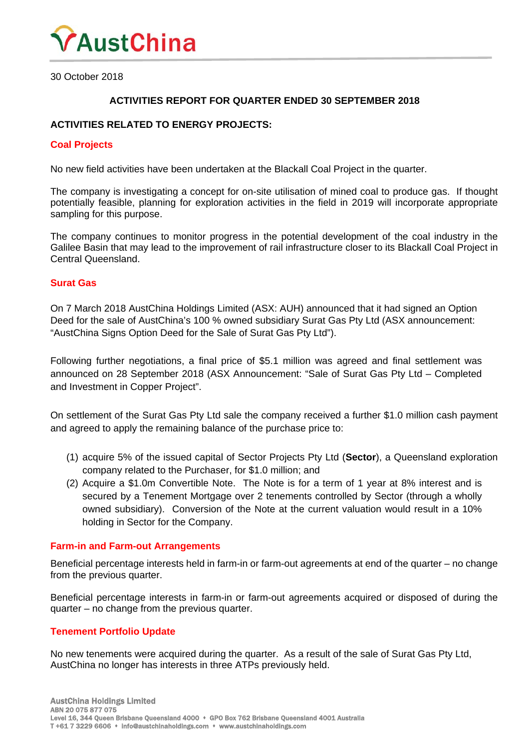# AustChina

30 October 2018

**ACTIVITIES REPORT FOR QUARTER ENDED 30 SEPTEMBER 2018**

## ACTIVITIES RELATED TO ENERGY PROJECTS:

### Coal Projects

No new field activities have been undertaken at the Blackall Coal Project in the quarter.

The company is investigating a concept for on-site utilisation of mined coal to produce gas. If thought potentially feasible, planning for exploration activities in the field in 2019 will incorporate appropriate sampling for this purpose.

The company continues to monitor progress in the potential development of the coal industry in the Galilee Basin that may lead to the improvement of rail infrastructure closer to its Blackall Coal Project in Central Queensland.

### Surat Gas

On 7 March 2018 AustChina Holdings Limited (ASX: AUH) announced that it had signed an Option Deed for the sale of AustChina's 100 % owned subsidiary Surat Gas Pty Ltd (ASX announcement: "AustChina Signs Option Deed for the Sale of Surat Gas Pty Ltd").

Following further negotiations, a final price of $5.1 million was agreed and final settlement was announced on 28 September 2018 (ASX Announcement: "Sale of Surat Gas Pty Ltd – Completed and Investment in Copper Project".

On settlement of the Surat Gas Pty Ltd sale the company received a further $1.0 million cash payment and agreed to apply the remaining balance of the purchase price to:

1. acquire 5% of the issued capital of Sector Projects Pty Ltd (**Sector**), a Queensland exploration company related to the Purchaser, for $1.0 million; and
2. Acquire a $1.0m Convertible Note. The Note is for a term of 1 year at 8% interest and is secured by a Tenement Mortgage over 2 tenements controlled by Sector (through a wholly owned subsidiary). Conversion of the Note at the current valuation would result in a 10% holding in Sector for the Company.

### Farm-in and Farm-out Arrangements

Beneficial percentage interests held in farm-in or farm-out agreements at end of the quarter – no change from the previous quarter.

Beneficial percentage interests in farm-in or farm-out agreements acquired or disposed of during the quarter – no change from the previous quarter.

### Tenement Portfolio Update

No new tenements were acquired during the quarter. As a result of the sale of Surat Gas Pty Ltd, AustChina no longer has interests in three ATPs previously held.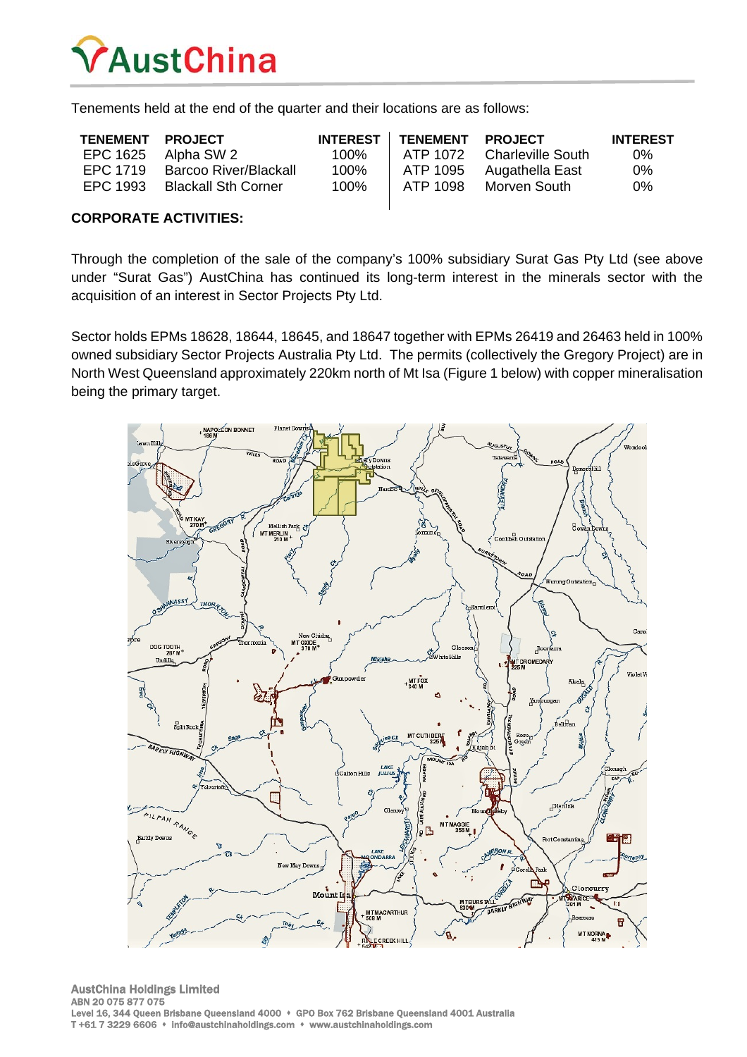Tenements held at the end of the quarter and their locations are as follows:

| TENEMENT | PROJECT | INTEREST | TENEMENT | PROJECT | INTEREST |
|---|---|---|---|---|---|
| EPC 1625 | Alpha SW 2 | 100% | ATP 1072 | Charleville South | 0% |
| EPC 1719 | Barcoo River/Blackall | 100% | ATP 1095 | Augathella East | 0% |
| EPC 1993 | Blackall Sth Corner | 100% | ATP 1098 | Morven South | 0% |

**CORPORATE ACTIVITIES:**

Through the completion of the sale of the company's 100% subsidiary Surat Gas Pty Ltd (see above under "Surat Gas") AustChina has continued its long-term interest in the minerals sector with the acquisition of an interest in Sector Projects Pty Ltd.

Sector holds EPMs 18628, 18644, 18645, and 18647 together with EPMs 26419 and 26463 held in 100% owned subsidiary Sector Projects Australia Pty Ltd. The permits (collectively the Gregory Project) are in North West Queensland approximately 220km north of Mt Isa (Figure 1 below) with copper mineralisation being the primary target.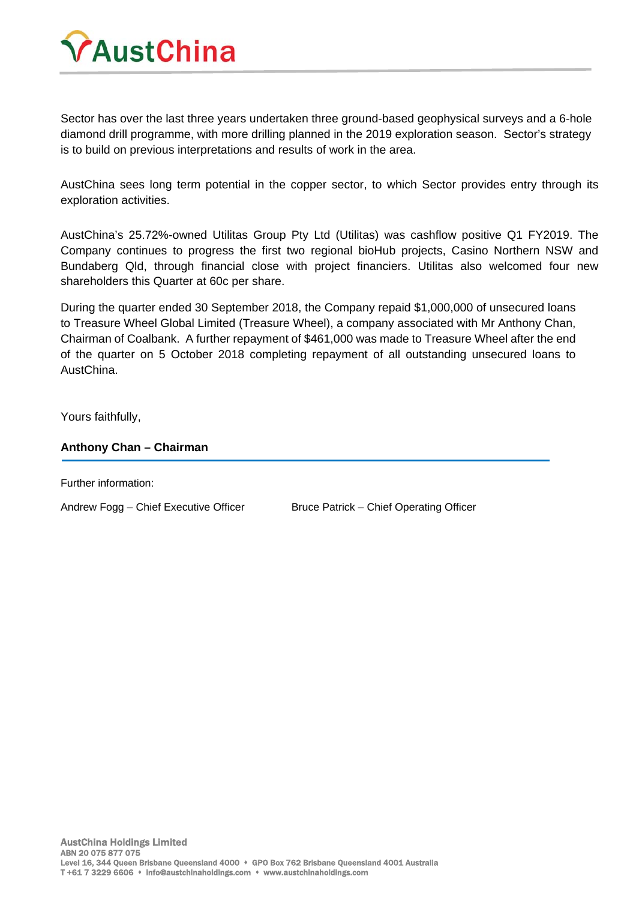Sector has over the last three years undertaken three ground-based geophysical surveys and a 6-hole diamond drill programme, with more drilling planned in the 2019 exploration season. Sector's strategy is to build on previous interpretations and results of work in the area.

AustChina sees long term potential in the copper sector, to which Sector provides entry through its exploration activities.

AustChina's 25.72%-owned Utilitas Group Pty Ltd (Utilitas) was cashflow positive Q1 FY2019. The Company continues to progress the first two regional bioHub projects, Casino Northern NSW and Bundaberg Qld, through financial close with project financiers. Utilitas also welcomed four new shareholders this Quarter at 60c per share.

During the quarter ended 30 September 2018, the Company repaid $1,000,000 of unsecured loans to Treasure Wheel Global Limited (Treasure Wheel), a company associated with Mr Anthony Chan, Chairman of Coalbank. A further repayment of $461,000 was made to Treasure Wheel after the end of the quarter on 5 October 2018 completing repayment of all outstanding unsecured loans to AustChina.

Yours faithfully,

**Anthony Chan – Chairman**

Further information:

Andrew Fogg – Chief Executive Officer

Bruce Patrick – Chief Operating Officer

**AustChina Holdings Limited**
ABN 20 075 877 075
Level 16, 344 Queen Brisbane Queensland 4000 • GPO Box 762 Brisbane Queensland 4001 Australia
T +61 7 3229 6606 • info@austchinaholdings.com • www.austchinaholdings.com